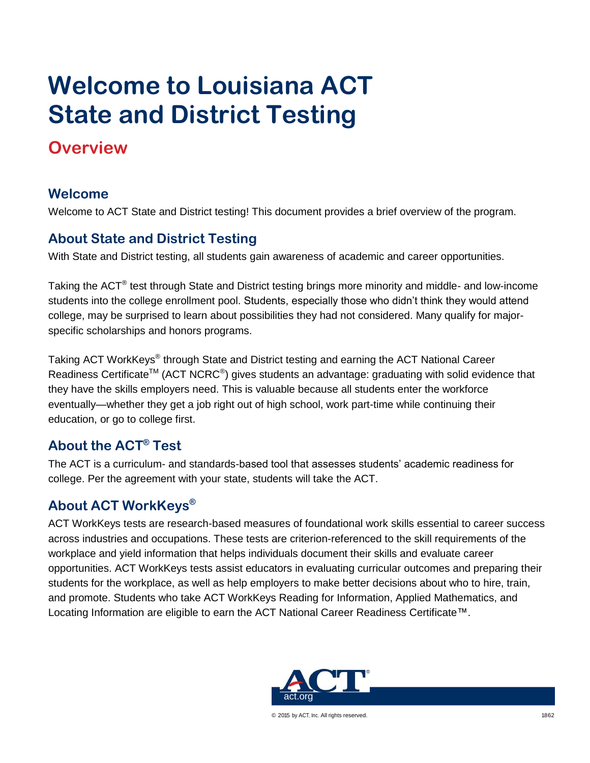# Welcome to Louisiana ACT State and District Testing

## Overview

### Welcome

Welcome to ACT State and District testing! This document provides a brief overview of the program.

### About State and District Testing

With State and District testing, all students gain awareness of academic and career opportunities.

Taking the ACT® test through State and District testing brings more minority and middle- and low-income students into the college enrollment pool. Students, especially those who didn't think they would attend college, may be surprised to learn about possibilities they had not considered. Many qualify for major-specific scholarships and honors programs.

Taking ACT WorkKeys® through State and District testing and earning the ACT National Career Readiness Certificate™ (ACT NCRC®) gives students an advantage: graduating with solid evidence that they have the skills employers need. This is valuable because all students enter the workforce eventually—whether they get a job right out of high school, work part-time while continuing their education, or go to college first.

### About the ACT® Test

The ACT is a curriculum- and standards-based tool that assesses students' academic readiness for college. Per the agreement with your state, students will take the ACT.

### About ACT WorkKeys®

ACT WorkKeys tests are research-based measures of foundational work skills essential to career success across industries and occupations. These tests are criterion-referenced to the skill requirements of the workplace and yield information that helps individuals document their skills and evaluate career opportunities. ACT WorkKeys tests assist educators in evaluating curricular outcomes and preparing their students for the workplace, as well as help employers to make better decisions about who to hire, train, and promote. Students who take ACT WorkKeys Reading for Information, Applied Mathematics, and Locating Information are eligible to earn the ACT National Career Readiness Certificate™.

ACT
act.org

© 2015 by ACT, Inc. All rights reserved. 1862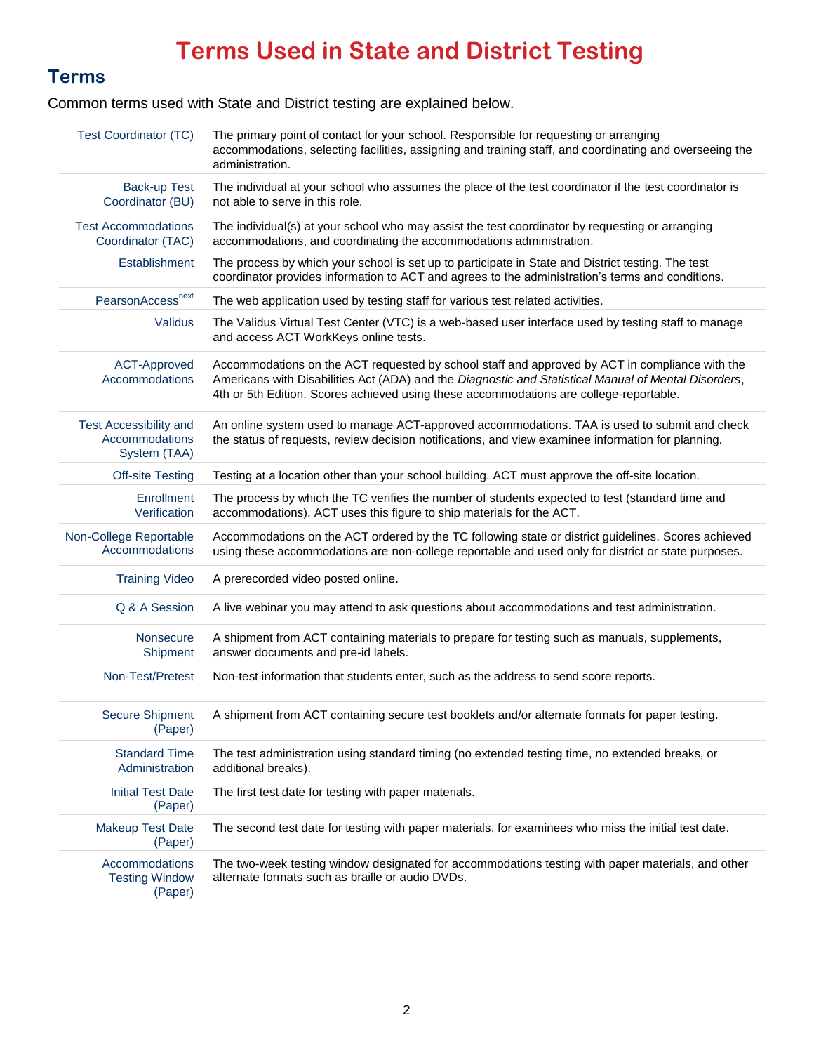# Terms Used in State and District Testing

## Terms

Common terms used with State and District testing are explained below.

| Term | Description |
| --- | --- |
| Test Coordinator (TC) | The primary point of contact for your school. Responsible for requesting or arranging accommodations, selecting facilities, assigning and training staff, and coordinating and overseeing the administration. |
| Back-up Test Coordinator (BU) | The individual at your school who assumes the place of the test coordinator if the test coordinator is not able to serve in this role. |
| Test Accommodations Coordinator (TAC) | The individual(s) at your school who may assist the test coordinator by requesting or arranging accommodations, and coordinating the accommodations administration. |
| Establishment | The process by which your school is set up to participate in State and District testing. The test coordinator provides information to ACT and agrees to the administration's terms and conditions. |
| PearsonAccess^next | The web application used by testing staff for various test related activities. |
| Validus | The Validus Virtual Test Center (VTC) is a web-based user interface used by testing staff to manage and access ACT WorkKeys online tests. |
| ACT-Approved Accommodations | Accommodations on the ACT requested by school staff and approved by ACT in compliance with the Americans with Disabilities Act (ADA) and the *Diagnostic and Statistical Manual of Mental Disorders*, 4th or 5th Edition. Scores achieved using these accommodations are college-reportable. |
| Test Accessibility and Accommodations System (TAA) | An online system used to manage ACT-approved accommodations. TAA is used to submit and check the status of requests, review decision notifications, and view examinee information for planning. |
| Off-site Testing | Testing at a location other than your school building. ACT must approve the off-site location. |
| Enrollment Verification | The process by which the TC verifies the number of students expected to test (standard time and accommodations). ACT uses this figure to ship materials for the ACT. |
| Non-College Reportable Accommodations | Accommodations on the ACT ordered by the TC following state or district guidelines. Scores achieved using these accommodations are non-college reportable and used only for district or state purposes. |
| Training Video | A prerecorded video posted online. |
| Q & A Session | A live webinar you may attend to ask questions about accommodations and test administration. |
| Nonsecure Shipment | A shipment from ACT containing materials to prepare for testing such as manuals, supplements, answer documents and pre-id labels. |
| Non-Test/Pretest | Non-test information that students enter, such as the address to send score reports. |
| Secure Shipment (Paper) | A shipment from ACT containing secure test booklets and/or alternate formats for paper testing. |
| Standard Time Administration | The test administration using standard timing (no extended testing time, no extended breaks, or additional breaks). |
| Initial Test Date (Paper) | The first test date for testing with paper materials. |
| Makeup Test Date (Paper) | The second test date for testing with paper materials, for examinees who miss the initial test date. |
| Accommodations Testing Window (Paper) | The two-week testing window designated for accommodations testing with paper materials, and other alternate formats such as braille or audio DVDs. |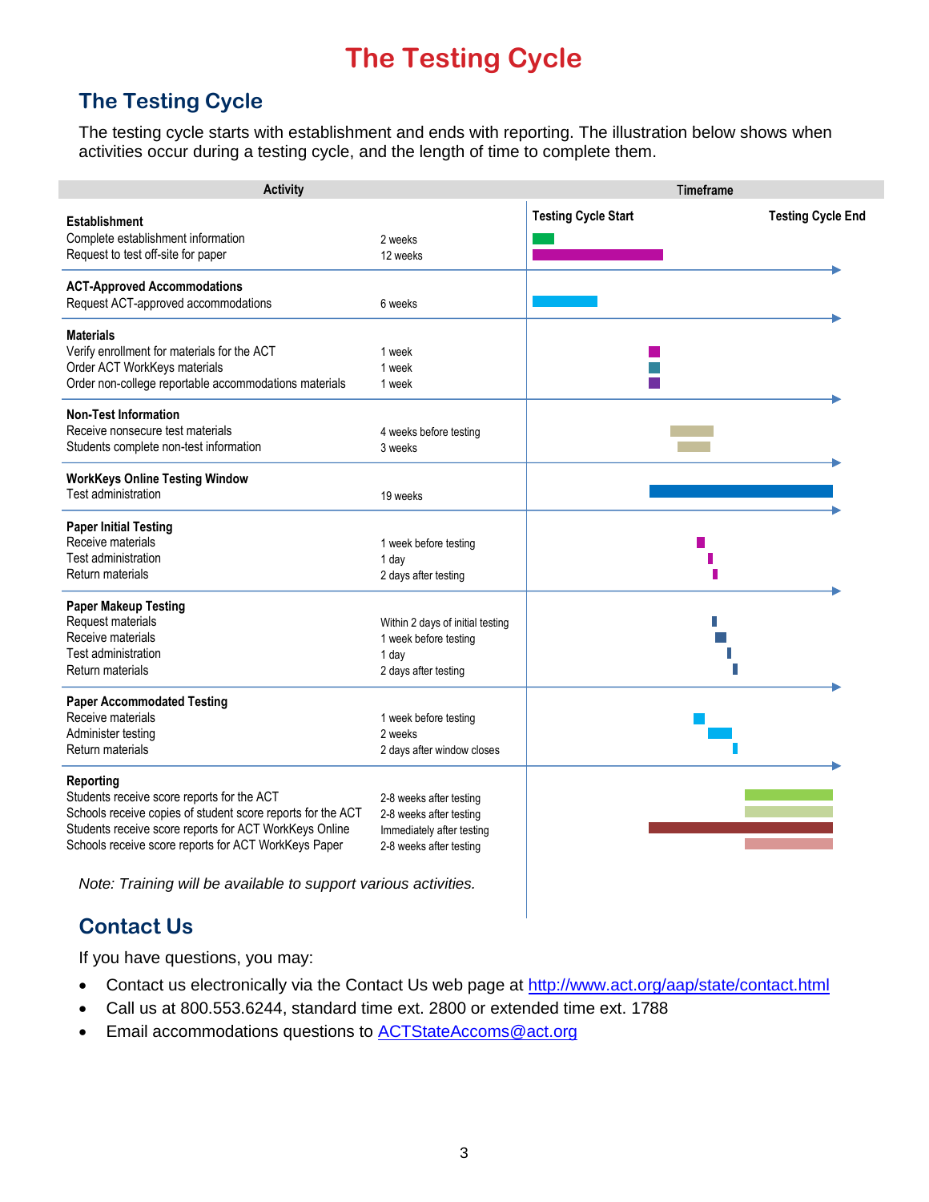# The Testing Cycle

## The Testing Cycle

The testing cycle starts with establishment and ends with reporting. The illustration below shows when activities occur during a testing cycle, and the length of time to complete them.

| Activity | |
|---|---|
| **Establishment** | |
| Complete establishment information | 2 weeks |
| Request to test off-site for paper | 12 weeks |
| **ACT-Approved Accommodations** | |
| Request ACT-approved accommodations | 6 weeks |
| **Materials** | |
| Verify enrollment for materials for the ACT | 1 week |
| Order ACT WorkKeys materials | 1 week |
| Order non-college reportable accommodations materials | 1 week |
| **Non-Test Information** | |
| Receive nonsecure test materials | 4 weeks before testing |
| Students complete non-test information | 3 weeks |
| **WorkKeys Online Testing Window** | |
| Test administration | 19 weeks |
| **Paper Initial Testing** | |
| Receive materials | 1 week before testing |
| Test administration | 1 day |
| Return materials | 2 days after testing |
| **Paper Makeup Testing** | |
| Request materials | Within 2 days of initial testing |
| Receive materials | 1 week before testing |
| Test administration | 1 day |
| Return materials | 2 days after testing |
| **Paper Accommodated Testing** | |
| Receive materials | 1 week before testing |
| Administer testing | 2 weeks |
| Return materials | 2 days after window closes |
| **Reporting** | |
| Students receive score reports for the ACT | 2-8 weeks after testing |
| Schools receive copies of student score reports for the ACT | 2-8 weeks after testing |
| Students receive score reports for ACT WorkKeys Online | Immediately after testing |
| Schools receive score reports for ACT WorkKeys Paper | 2-8 weeks after testing |

Timeframe

Testing Cycle Start

Testing Cycle End

*Note: Training will be available to support various activities.*

## Contact Us

If you have questions, you may:

- Contact us electronically via the Contact Us web page at http://www.act.org/aap/state/contact.html
- Call us at 800.553.6244, standard time ext. 2800 or extended time ext. 1788
- Email accommodations questions to ACTStateAccoms@act.org